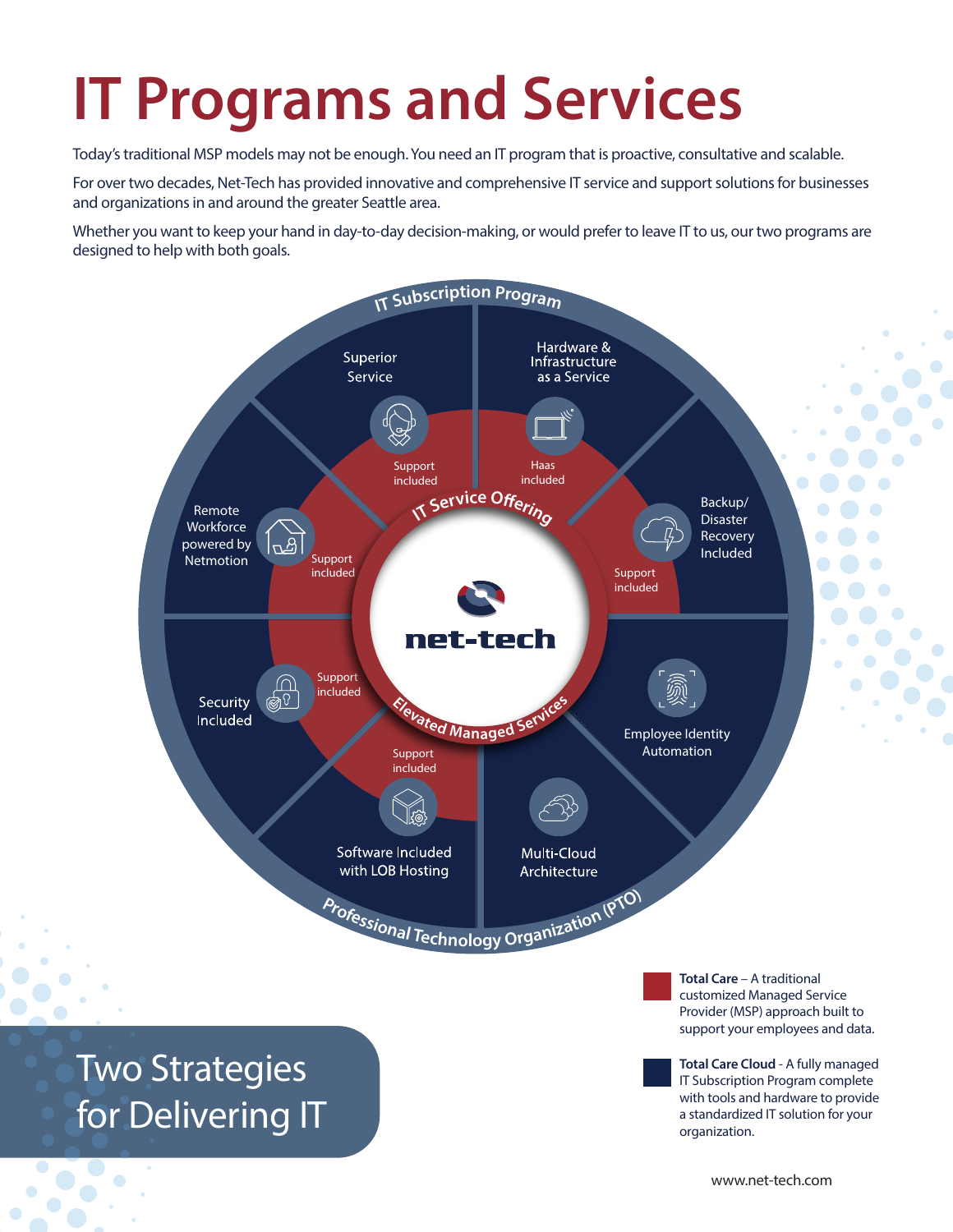# IT Programs and Services

Today's traditional MSP models may not be enough. You need an IT program that is proactive, consultative and scalable.

For over two decades, Net-Tech has provided innovative and comprehensive IT service and support solutions for businesses and organizations in and around the greater Seattle area.

Whether you want to keep your hand in day-to-day decision-making, or would prefer to leave IT to us, our two programs are designed to help with both goals.

IT Subscription Program

IT Service Offering

net-tech

Elevated Managed Services

Professional Technology Organization (PTO)

- Superior Service – Support included
- Hardware & Infrastructure as a Service – Haas included
- Backup/ Disaster Recovery Included – Support included
- Employee Identity Automation
- Multi-Cloud Architecture
- Software Included with LOB Hosting – Support included
- Security Included – Support included
- Remote Workforce powered by Netmotion – Support included

## Two Strategies for Delivering IT

**Total Care** – A traditional customized Managed Service Provider (MSP) approach built to support your employees and data.

**Total Care Cloud** - A fully managed IT Subscription Program complete with tools and hardware to provide a standardized IT solution for your organization.

www.net-tech.com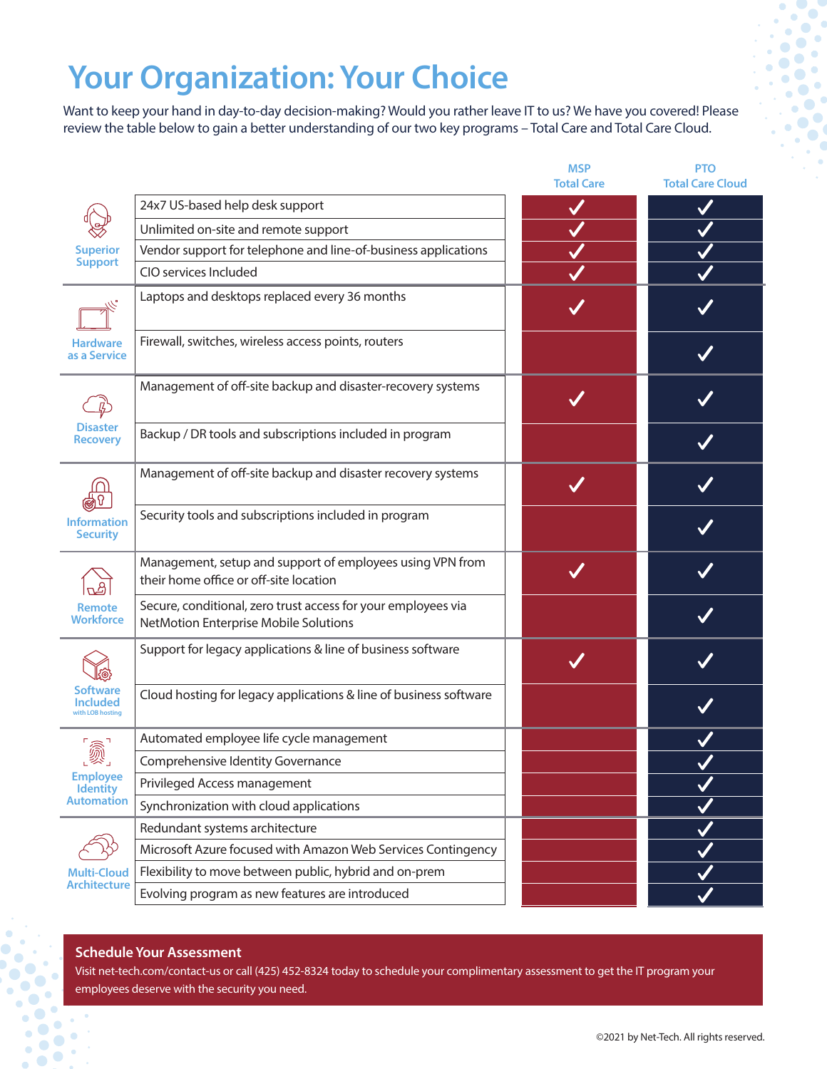# Your Organization: Your Choice

Want to keep your hand in day-to-day decision-making? Would you rather leave IT to us? We have you covered! Please review the table below to gain a better understanding of our two key programs – Total Care and Total Care Cloud.

| | | MSP Total Care | PTO Total Care Cloud |
|---|---|---|---|
| Superior Support | 24x7 US-based help desk support | ✓ | ✓ |
| | Unlimited on-site and remote support | ✓ | ✓ |
| | Vendor support for telephone and line-of-business applications | ✓ | ✓ |
| | CIO services Included | ✓ | ✓ |
| Hardware as a Service | Laptops and desktops replaced every 36 months | ✓ | ✓ |
| | Firewall, switches, wireless access points, routers | | ✓ |
| Disaster Recovery | Management of off-site backup and disaster-recovery systems | ✓ | ✓ |
| | Backup / DR tools and subscriptions included in program | | ✓ |
| Information Security | Management of off-site backup and disaster recovery systems | ✓ | ✓ |
| | Security tools and subscriptions included in program | | ✓ |
| Remote Workforce | Management, setup and support of employees using VPN from their home office or off-site location | ✓ | ✓ |
| | Secure, conditional, zero trust access for your employees via NetMotion Enterprise Mobile Solutions | | ✓ |
| Software Included with LOB hosting | Support for legacy applications & line of business software | ✓ | ✓ |
| | Cloud hosting for legacy applications & line of business software | | ✓ |
| Employee Identity Automation | Automated employee life cycle management | | ✓ |
| | Comprehensive Identity Governance | | ✓ |
| | Privileged Access management | | ✓ |
| | Synchronization with cloud applications | | ✓ |
| Multi-Cloud Architecture | Redundant systems architecture | | ✓ |
| | Microsoft Azure focused with Amazon Web Services Contingency | | ✓ |
| | Flexibility to move between public, hybrid and on-prem | | ✓ |
| | Evolving program as new features are introduced | | ✓ |

## Schedule Your Assessment

Visit net-tech.com/contact-us or call (425) 452-8324 today to schedule your complimentary assessment to get the IT program your employees deserve with the security you need.

©2021 by Net-Tech. All rights reserved.